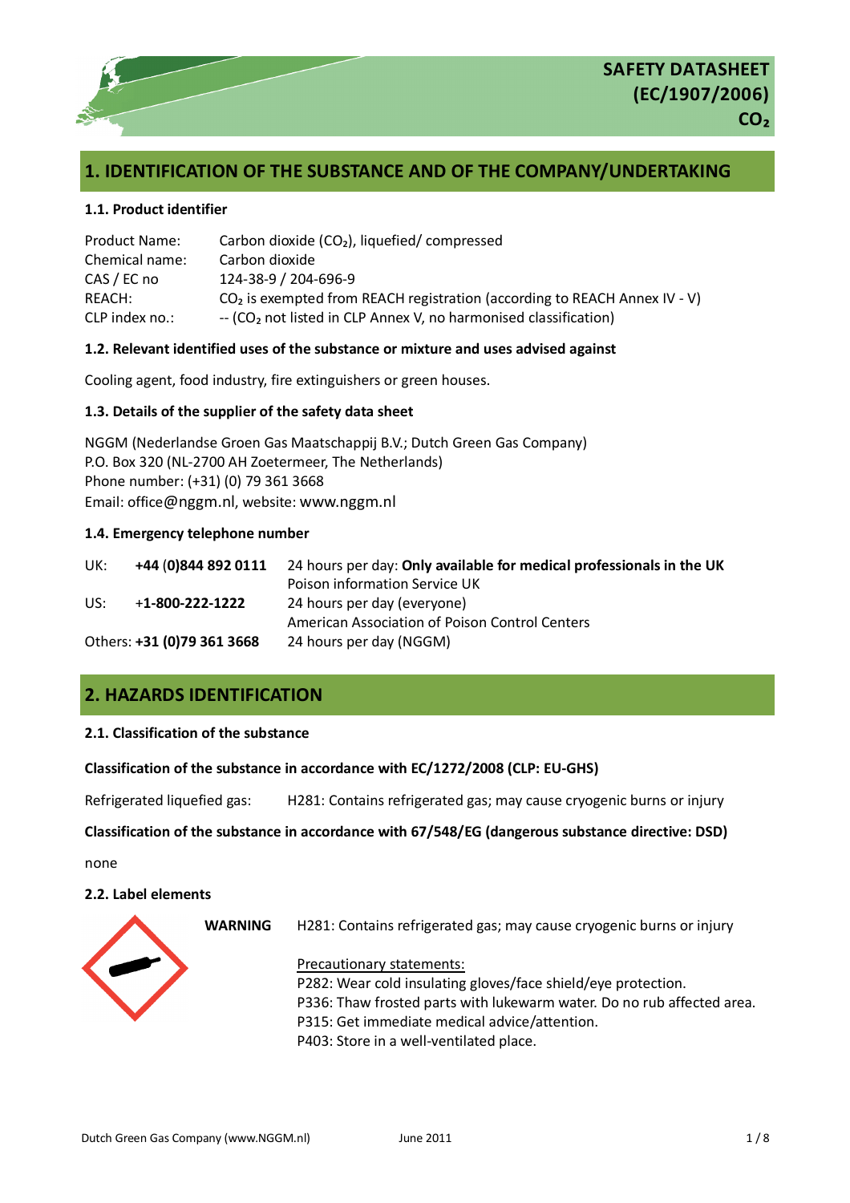# SAFETY DATASHEET (EC/1907/2006) $CO_2$

## 1. IDENTIFICATION OF THE SUBSTANCE AND OF THE COMPANY/UNDERTAKING

### 1.1. Product identifier

| | |
|---|---|
| Product Name: | Carbon dioxide ($CO_2$), liquefied/ compressed |
| Chemical name: | Carbon dioxide |
| CAS / EC no | 124-38-9 / 204-696-9 |
| REACH: | $CO_2$ is exempted from REACH registration (according to REACH Annex IV - V) |
| CLP index no.: | -- ($CO_2$ not listed in CLP Annex V, no harmonised classification) |

### 1.2. Relevant identified uses of the substance or mixture and uses advised against

Cooling agent, food industry, fire extinguishers or green houses.

### 1.3. Details of the supplier of the safety data sheet

NGGM (Nederlandse Groen Gas Maatschappij B.V.; Dutch Green Gas Company)
P.O. Box 320 (NL-2700 AH Zoetermeer, The Netherlands)
Phone number: (+31) (0) 79 361 3668
Email: office@nggm.nl, website: www.nggm.nl

### 1.4. Emergency telephone number

| | | |
|---|---|---|
| UK: | **+44 (0)844 892 0111** | 24 hours per day: **Only available for medical professionals in the UK** Poison information Service UK |
| US: | **+1-800-222-1222** | 24 hours per day (everyone) American Association of Poison Control Centers |
| Others: | **+31 (0)79 361 3668** | 24 hours per day (NGGM) |

## 2. HAZARDS IDENTIFICATION

### 2.1. Classification of the substance

**Classification of the substance in accordance with EC/1272/2008 (CLP: EU-GHS)**

Refrigerated liquefied gas: H281: Contains refrigerated gas; may cause cryogenic burns or injury

**Classification of the substance in accordance with 67/548/EG (dangerous substance directive: DSD)**

none

### 2.2. Label elements

**WARNING** H281: Contains refrigerated gas; may cause cryogenic burns or injury

Precautionary statements:
P282: Wear cold insulating gloves/face shield/eye protection.
P336: Thaw frosted parts with lukewarm water. Do no rub affected area.
P315: Get immediate medical advice/attention.
P403: Store in a well-ventilated place.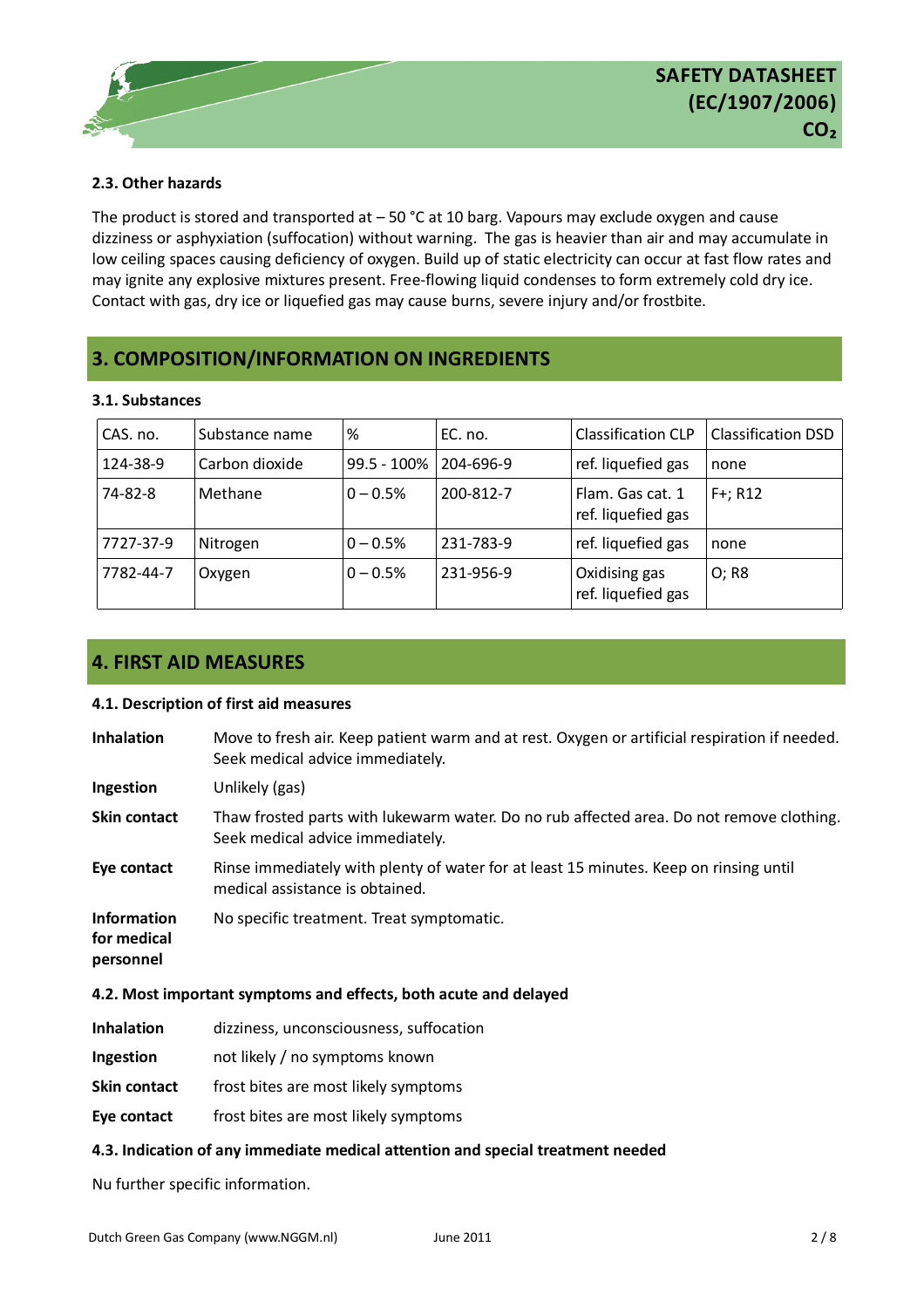#### 2.3. Other hazards

The product is stored and transported at – 50 °C at 10 barg. Vapours may exclude oxygen and cause dizziness or asphyxiation (suffocation) without warning. The gas is heavier than air and may accumulate in low ceiling spaces causing deficiency of oxygen. Build up of static electricity can occur at fast flow rates and may ignite any explosive mixtures present. Free-flowing liquid condenses to form extremely cold dry ice. Contact with gas, dry ice or liquefied gas may cause burns, severe injury and/or frostbite.

## 3. COMPOSITION/INFORMATION ON INGREDIENTS

#### 3.1. Substances

| CAS. no. | Substance name | % | EC. no. | Classification CLP | Classification DSD |
|---|---|---|---|---|---|
| 124-38-9 | Carbon dioxide | 99.5 - 100% | 204-696-9 | ref. liquefied gas | none |
| 74-82-8 | Methane | 0 – 0.5% | 200-812-7 | Flam. Gas cat. 1 ref. liquefied gas | F+; R12 |
| 7727-37-9 | Nitrogen | 0 – 0.5% | 231-783-9 | ref. liquefied gas | none |
| 7782-44-7 | Oxygen | 0 – 0.5% | 231-956-9 | Oxidising gas ref. liquefied gas | O; R8 |

## 4. FIRST AID MEASURES

#### 4.1. Description of first aid measures

**Inhalation** Move to fresh air. Keep patient warm and at rest. Oxygen or artificial respiration if needed. Seek medical advice immediately.

**Ingestion** Unlikely (gas)

**Skin contact** Thaw frosted parts with lukewarm water. Do no rub affected area. Do not remove clothing. Seek medical advice immediately.

**Eye contact** Rinse immediately with plenty of water for at least 15 minutes. Keep on rinsing until medical assistance is obtained.

**Information for medical personnel** No specific treatment. Treat symptomatic.

#### 4.2. Most important symptoms and effects, both acute and delayed

**Inhalation** dizziness, unconsciousness, suffocation

**Ingestion** not likely / no symptoms known

**Skin contact** frost bites are most likely symptoms

**Eye contact** frost bites are most likely symptoms

#### 4.3. Indication of any immediate medical attention and special treatment needed

Nu further specific information.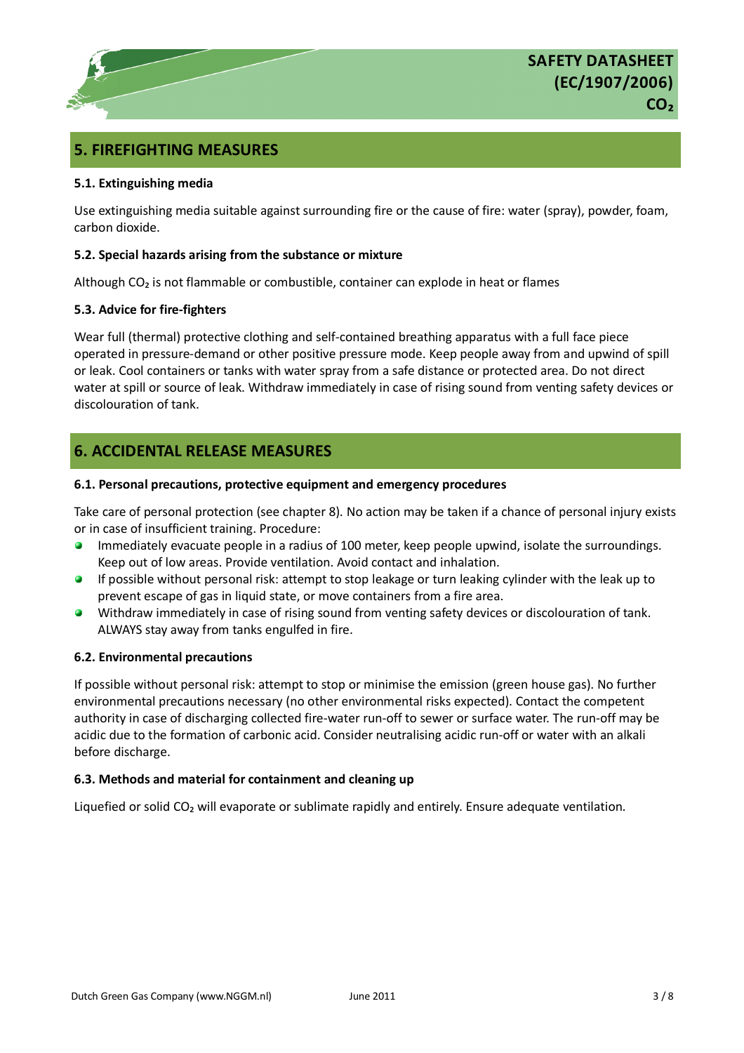## 5. FIREFIGHTING MEASURES

### 5.1. Extinguishing media

Use extinguishing media suitable against surrounding fire or the cause of fire: water (spray), powder, foam, carbon dioxide.

### 5.2. Special hazards arising from the substance or mixture

Although $CO_2$ is not flammable or combustible, container can explode in heat or flames

### 5.3. Advice for fire-fighters

Wear full (thermal) protective clothing and self-contained breathing apparatus with a full face piece operated in pressure-demand or other positive pressure mode. Keep people away from and upwind of spill or leak. Cool containers or tanks with water spray from a safe distance or protected area. Do not direct water at spill or source of leak. Withdraw immediately in case of rising sound from venting safety devices or discolouration of tank.

## 6. ACCIDENTAL RELEASE MEASURES

### 6.1. Personal precautions, protective equipment and emergency procedures

Take care of personal protection (see chapter 8). No action may be taken if a chance of personal injury exists or in case of insufficient training. Procedure:

- Immediately evacuate people in a radius of 100 meter, keep people upwind, isolate the surroundings. Keep out of low areas. Provide ventilation. Avoid contact and inhalation.
- If possible without personal risk: attempt to stop leakage or turn leaking cylinder with the leak up to prevent escape of gas in liquid state, or move containers from a fire area.
- Withdraw immediately in case of rising sound from venting safety devices or discolouration of tank. ALWAYS stay away from tanks engulfed in fire.

### 6.2. Environmental precautions

If possible without personal risk: attempt to stop or minimise the emission (green house gas). No further environmental precautions necessary (no other environmental risks expected). Contact the competent authority in case of discharging collected fire-water run-off to sewer or surface water. The run-off may be acidic due to the formation of carbonic acid. Consider neutralising acidic run-off or water with an alkali before discharge.

### 6.3. Methods and material for containment and cleaning up

Liquefied or solid $CO_2$ will evaporate or sublimate rapidly and entirely. Ensure adequate ventilation.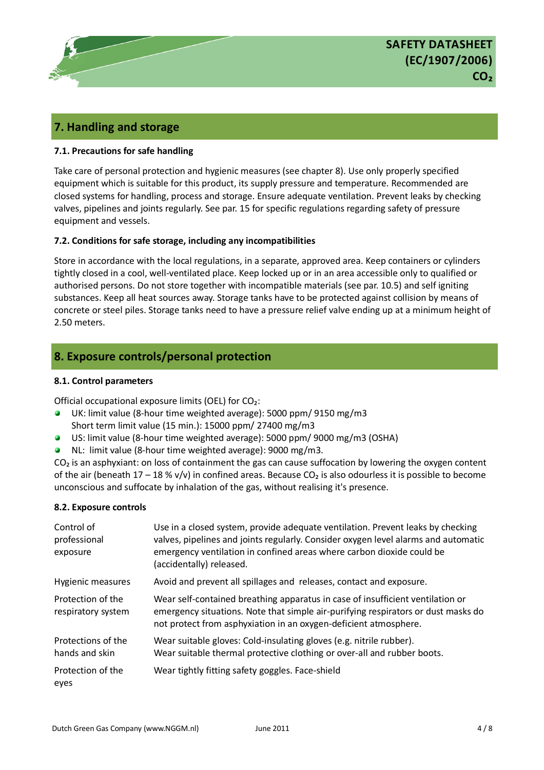## 7. Handling and storage

### 7.1. Precautions for safe handling

Take care of personal protection and hygienic measures (see chapter 8). Use only properly specified equipment which is suitable for this product, its supply pressure and temperature. Recommended are closed systems for handling, process and storage. Ensure adequate ventilation. Prevent leaks by checking valves, pipelines and joints regularly. See par. 15 for specific regulations regarding safety of pressure equipment and vessels.

### 7.2. Conditions for safe storage, including any incompatibilities

Store in accordance with the local regulations, in a separate, approved area. Keep containers or cylinders tightly closed in a cool, well-ventilated place. Keep locked up or in an area accessible only to qualified or authorised persons. Do not store together with incompatible materials (see par. 10.5) and self igniting substances. Keep all heat sources away. Storage tanks have to be protected against collision by means of concrete or steel piles. Storage tanks need to have a pressure relief valve ending up at a minimum height of 2.50 meters.

## 8. Exposure controls/personal protection

### 8.1. Control parameters

Official occupational exposure limits (OEL) for $CO_2$:

- UK: limit value (8-hour time weighted average): 5000 ppm/ 9150 mg/m3
  Short term limit value (15 min.): 15000 ppm/ 27400 mg/m3
- US: limit value (8-hour time weighted average): 5000 ppm/ 9000 mg/m3 (OSHA)
- NL: limit value (8-hour time weighted average): 9000 mg/m3.

$CO_2$ is an asphyxiant: on loss of containment the gas can cause suffocation by lowering the oxygen content of the air (beneath 17 – 18 % v/v) in confined areas. Because $CO_2$ is also odourless it is possible to become unconscious and suffocate by inhalation of the gas, without realising it's presence.

### 8.2. Exposure controls

| | |
|---|---|
| Control of professional exposure | Use in a closed system, provide adequate ventilation. Prevent leaks by checking valves, pipelines and joints regularly. Consider oxygen level alarms and automatic emergency ventilation in confined areas where carbon dioxide could be (accidentally) released. |
| Hygienic measures | Avoid and prevent all spillages and releases, contact and exposure. |
| Protection of the respiratory system | Wear self-contained breathing apparatus in case of insufficient ventilation or emergency situations. Note that simple air-purifying respirators or dust masks do not protect from asphyxiation in an oxygen-deficient atmosphere. |
| Protections of the hands and skin | Wear suitable gloves: Cold-insulating gloves (e.g. nitrile rubber). Wear suitable thermal protective clothing or over-all and rubber boots. |
| Protection of the eyes | Wear tightly fitting safety goggles. Face-shield |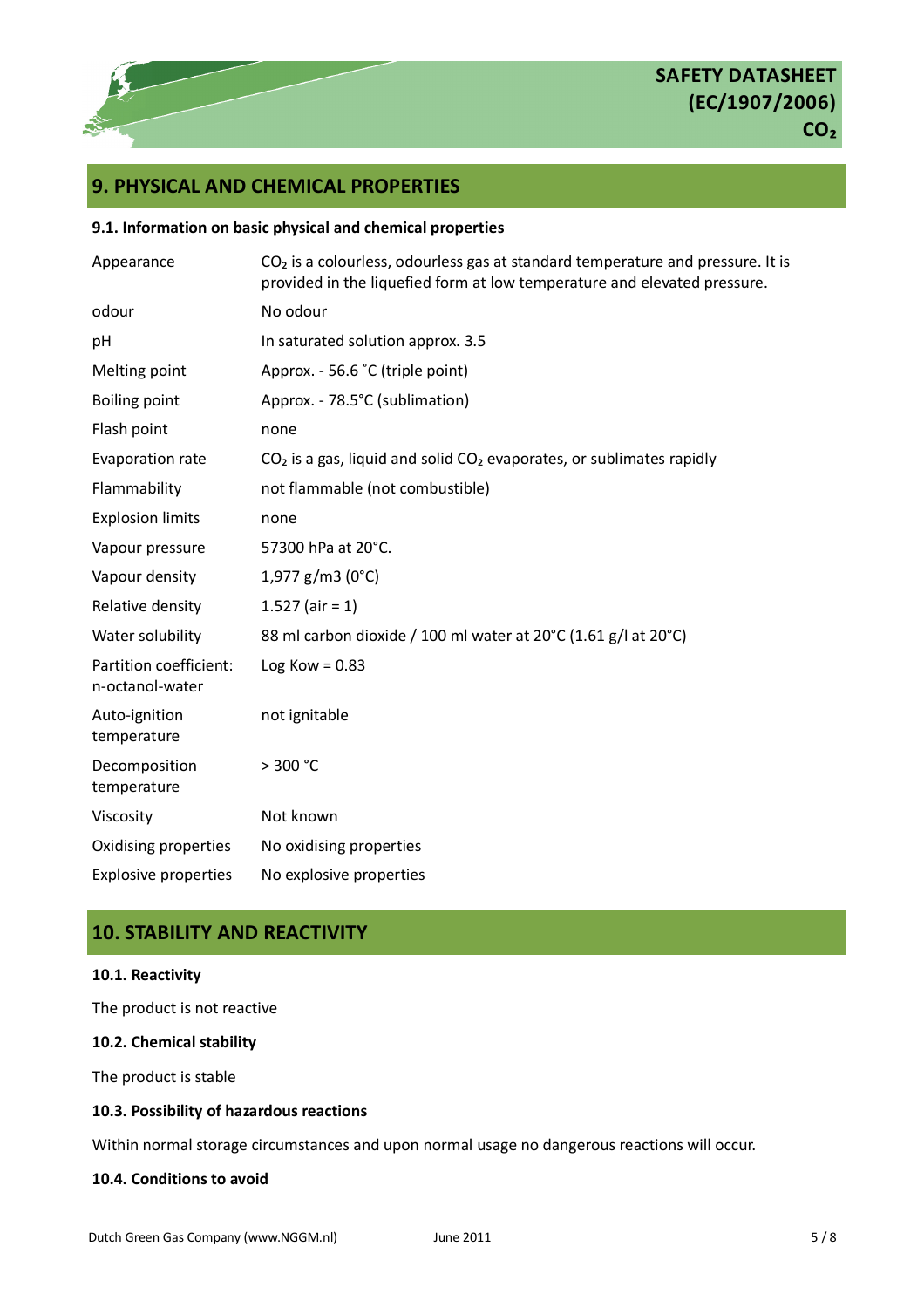## 9. PHYSICAL AND CHEMICAL PROPERTIES

### 9.1. Information on basic physical and chemical properties

| | |
|---|---|
| Appearance | $CO_2$ is a colourless, odourless gas at standard temperature and pressure. It is provided in the liquefied form at low temperature and elevated pressure. |
| odour | No odour |
| pH | In saturated solution approx. 3.5 |
| Melting point | Approx. - 56.6 ˚C (triple point) |
| Boiling point | Approx. - 78.5°C (sublimation) |
| Flash point | none |
| Evaporation rate | $CO_2$ is a gas, liquid and solid $CO_2$ evaporates, or sublimates rapidly |
| Flammability | not flammable (not combustible) |
| Explosion limits | none |
| Vapour pressure | 57300 hPa at 20°C. |
| Vapour density | 1,977 g/m3 (0°C) |
| Relative density | 1.527 (air = 1) |
| Water solubility | 88 ml carbon dioxide / 100 ml water at 20°C (1.61 g/l at 20°C) |
| Partition coefficient: n-octanol-water | Log Kow = 0.83 |
| Auto-ignition temperature | not ignitable |
| Decomposition temperature | > 300 °C |
| Viscosity | Not known |
| Oxidising properties | No oxidising properties |
| Explosive properties | No explosive properties |

## 10. STABILITY AND REACTIVITY

### 10.1. Reactivity

The product is not reactive

### 10.2. Chemical stability

The product is stable

### 10.3. Possibility of hazardous reactions

Within normal storage circumstances and upon normal usage no dangerous reactions will occur.

### 10.4. Conditions to avoid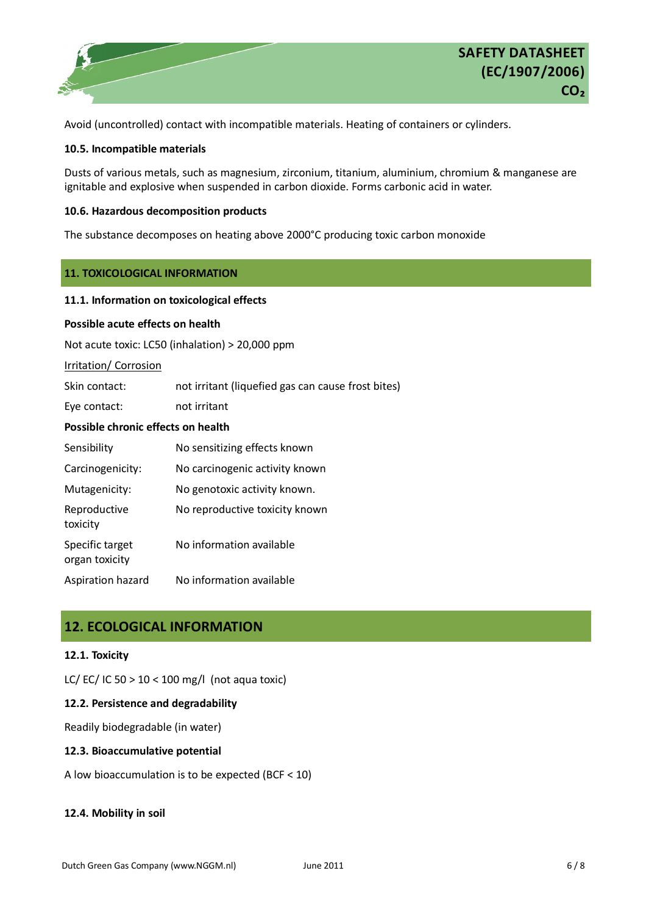Avoid (uncontrolled) contact with incompatible materials. Heating of containers or cylinders.

### 10.5. Incompatible materials

Dusts of various metals, such as magnesium, zirconium, titanium, aluminium, chromium & manganese are ignitable and explosive when suspended in carbon dioxide. Forms carbonic acid in water.

### 10.6. Hazardous decomposition products

The substance decomposes on heating above 2000°C producing toxic carbon monoxide

## 11. TOXICOLOGICAL INFORMATION

### 11.1. Information on toxicological effects

**Possible acute effects on health**

Not acute toxic: LC50 (inhalation) > 20,000 ppm

Irritation/ Corrosion

| | |
|---|---|
| Skin contact: | not irritant (liquefied gas can cause frost bites) |
| Eye contact: | not irritant |

**Possible chronic effects on health**

| | |
|---|---|
| Sensibility | No sensitizing effects known |
| Carcinogenicity: | No carcinogenic activity known |
| Mutagenicity: | No genotoxic activity known. |
| Reproductive toxicity | No reproductive toxicity known |
| Specific target organ toxicity | No information available |
| Aspiration hazard | No information available |

## 12. ECOLOGICAL INFORMATION

### 12.1. Toxicity

LC/ EC/ IC 50 > 10 < 100 mg/l (not aqua toxic)

### 12.2. Persistence and degradability

Readily biodegradable (in water)

### 12.3. Bioaccumulative potential

A low bioaccumulation is to be expected (BCF < 10)

### 12.4. Mobility in soil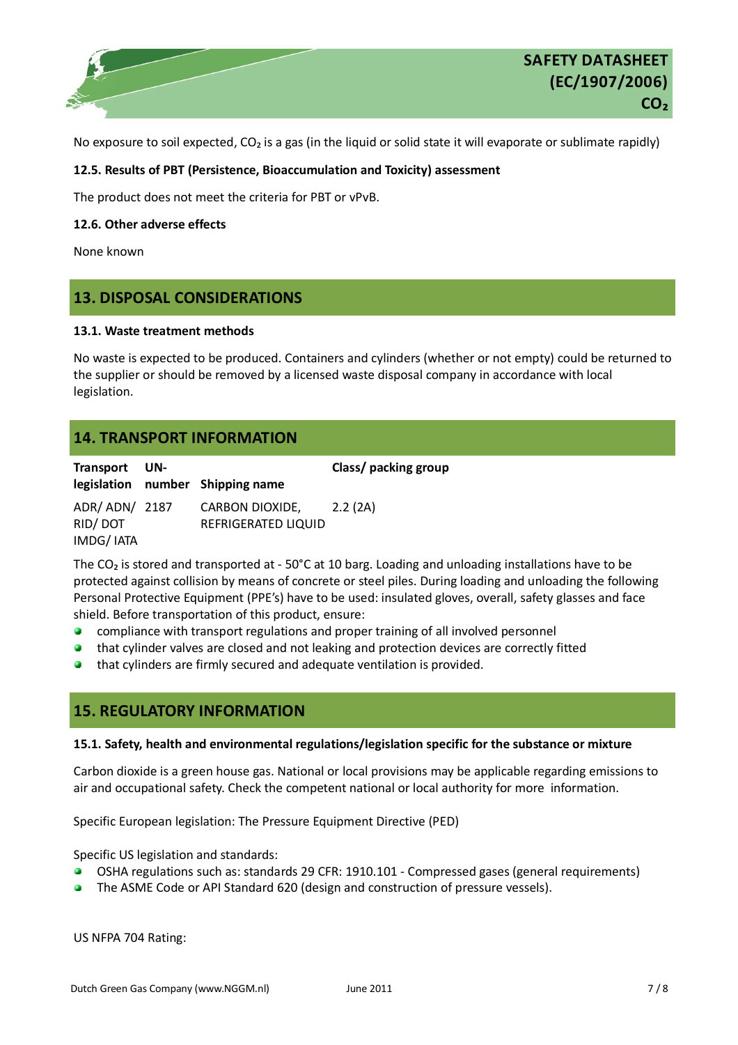No exposure to soil expected, $CO_2$ is a gas (in the liquid or solid state it will evaporate or sublimate rapidly)

### 12.5. Results of PBT (Persistence, Bioaccumulation and Toxicity) assessment

The product does not meet the criteria for PBT or vPvB.

### 12.6. Other adverse effects

None known

## 13. DISPOSAL CONSIDERATIONS

### 13.1. Waste treatment methods

No waste is expected to be produced. Containers and cylinders (whether or not empty) could be returned to the supplier or should be removed by a licensed waste disposal company in accordance with local legislation.

## 14. TRANSPORT INFORMATION

| Transport legislation | UN-number | Shipping name | Class/ packing group |
|---|---|---|---|
| ADR/ ADN/ RID/ DOT IMDG/ IATA | 2187 | CARBON DIOXIDE, REFRIGERATED LIQUID | 2.2 (2A) |

The $CO_2$ is stored and transported at - 50°C at 10 barg. Loading and unloading installations have to be protected against collision by means of concrete or steel piles. During loading and unloading the following Personal Protective Equipment (PPE's) have to be used: insulated gloves, overall, safety glasses and face shield. Before transportation of this product, ensure:

- compliance with transport regulations and proper training of all involved personnel
- that cylinder valves are closed and not leaking and protection devices are correctly fitted
- that cylinders are firmly secured and adequate ventilation is provided.

## 15. REGULATORY INFORMATION

### 15.1. Safety, health and environmental regulations/legislation specific for the substance or mixture

Carbon dioxide is a green house gas. National or local provisions may be applicable regarding emissions to air and occupational safety. Check the competent national or local authority for more information.

Specific European legislation: The Pressure Equipment Directive (PED)

Specific US legislation and standards:

- OSHA regulations such as: standards 29 CFR: 1910.101 - Compressed gases (general requirements)
- The ASME Code or API Standard 620 (design and construction of pressure vessels).

US NFPA 704 Rating: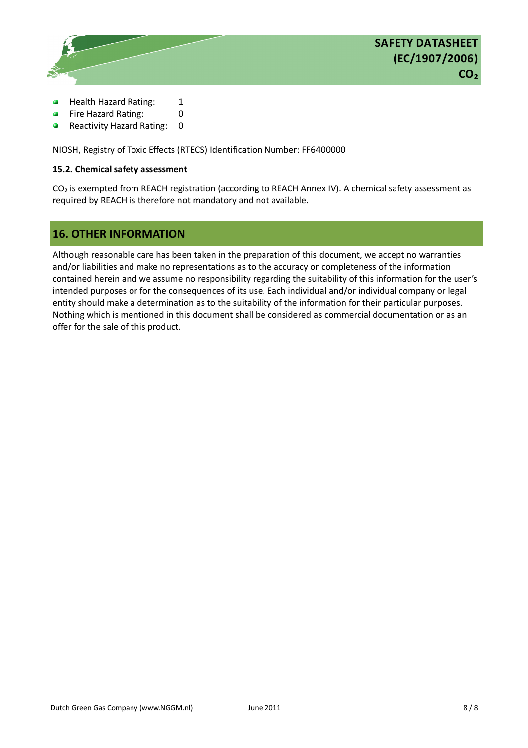- Health Hazard Rating: 1
- Fire Hazard Rating: 0
- Reactivity Hazard Rating: 0

NIOSH, Registry of Toxic Effects (RTECS) Identification Number: FF6400000

### 15.2. Chemical safety assessment

$CO_2$ is exempted from REACH registration (according to REACH Annex IV). A chemical safety assessment as required by REACH is therefore not mandatory and not available.

## 16. OTHER INFORMATION

Although reasonable care has been taken in the preparation of this document, we accept no warranties and/or liabilities and make no representations as to the accuracy or completeness of the information contained herein and we assume no responsibility regarding the suitability of this information for the user's intended purposes or for the consequences of its use. Each individual and/or individual company or legal entity should make a determination as to the suitability of the information for their particular purposes. Nothing which is mentioned in this document shall be considered as commercial documentation or as an offer for the sale of this product.